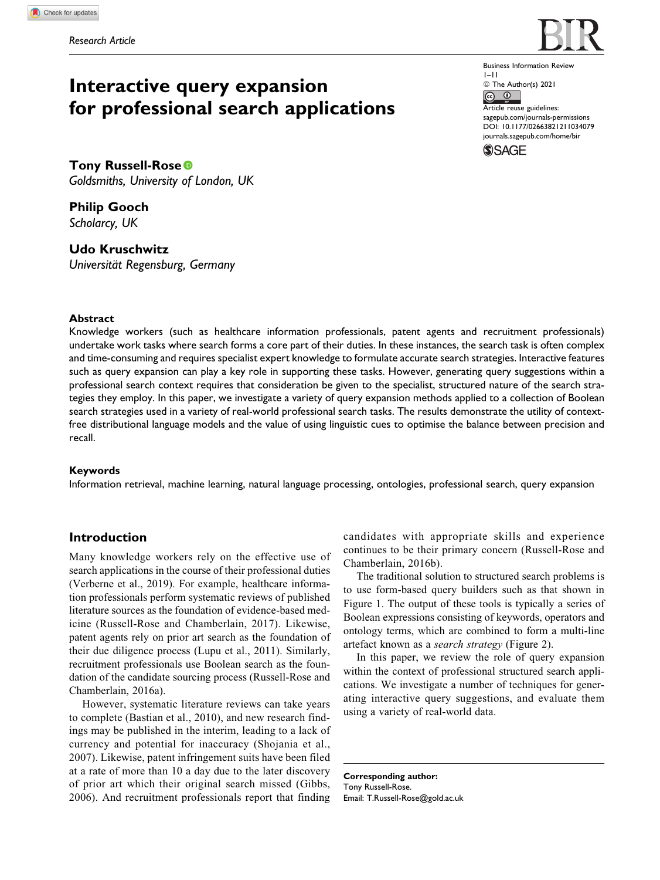Research Article

# Interactive query expansion for professional search applications

**Tony Russell-Rose**
*Goldsmiths, University of London, UK*

**Philip Gooch**
*Scholarcy, UK*

**Udo Kruschwitz**
*Universität Regensburg, Germany*

Business Information Review
1–11
© The Author(s) 2021
Article reuse guidelines:
sagepub.com/journals-permissions
DOI: 10.1177/02663821211034079
journals.sagepub.com/home/bir

### Abstract

Knowledge workers (such as healthcare information professionals, patent agents and recruitment professionals) undertake work tasks where search forms a core part of their duties. In these instances, the search task is often complex and time-consuming and requires specialist expert knowledge to formulate accurate search strategies. Interactive features such as query expansion can play a key role in supporting these tasks. However, generating query suggestions within a professional search context requires that consideration be given to the specialist, structured nature of the search strategies they employ. In this paper, we investigate a variety of query expansion methods applied to a collection of Boolean search strategies used in a variety of real-world professional search tasks. The results demonstrate the utility of context-free distributional language models and the value of using linguistic cues to optimise the balance between precision and recall.

### Keywords

Information retrieval, machine learning, natural language processing, ontologies, professional search, query expansion

## Introduction

Many knowledge workers rely on the effective use of search applications in the course of their professional duties (Verberne et al., 2019). For example, healthcare information professionals perform systematic reviews of published literature sources as the foundation of evidence-based medicine (Russell-Rose and Chamberlain, 2017). Likewise, patent agents rely on prior art search as the foundation of their due diligence process (Lupu et al., 2011). Similarly, recruitment professionals use Boolean search as the foundation of the candidate sourcing process (Russell-Rose and Chamberlain, 2016a).

However, systematic literature reviews can take years to complete (Bastian et al., 2010), and new research findings may be published in the interim, leading to a lack of currency and potential for inaccuracy (Shojania et al., 2007). Likewise, patent infringement suits have been filed at a rate of more than 10 a day due to the later discovery of prior art which their original search missed (Gibbs, 2006). And recruitment professionals report that finding candidates with appropriate skills and experience continues to be their primary concern (Russell-Rose and Chamberlain, 2016b).

The traditional solution to structured search problems is to use form-based query builders such as that shown in Figure 1. The output of these tools is typically a series of Boolean expressions consisting of keywords, operators and ontology terms, which are combined to form a multi-line artefact known as a *search strategy* (Figure 2).

In this paper, we review the role of query expansion within the context of professional structured search applications. We investigate a number of techniques for generating interactive query suggestions, and evaluate them using a variety of real-world data.

**Corresponding author:**
Tony Russell-Rose.
Email: T.Russell-Rose@gold.ac.uk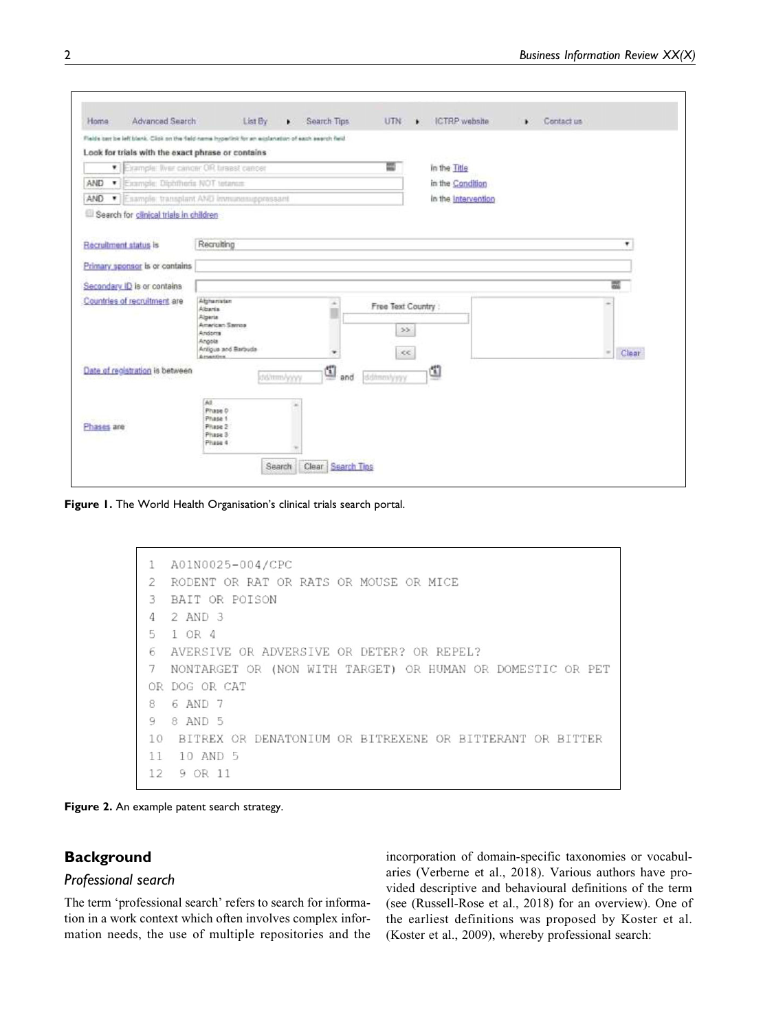Figure 1. The World Health Organisation's clinical trials search portal.

```
1  A01N0025-004/CPC
2  RODENT OR RAT OR RATS OR MOUSE OR MICE
3  BAIT OR POISON
4  2 AND 3
5  1 OR 4
6  AVERSIVE OR ADVERSIVE OR DETER? OR REPEL?
7  NONTARGET OR (NON WITH TARGET) OR HUMAN OR DOMESTIC OR PET
OR DOG OR CAT
8  6 AND 7
9  8 AND 5
10  BITREX OR DENATONIUM OR BITREXENE OR BITTERANT OR BITTER
11  10 AND 5
12  9 OR 11
```

Figure 2. An example patent search strategy.

## Background

### *Professional search*

The term 'professional search' refers to search for information in a work context which often involves complex information needs, the use of multiple repositories and the incorporation of domain-specific taxonomies or vocabularies (Verberne et al., 2018). Various authors have provided descriptive and behavioural definitions of the term (see (Russell-Rose et al., 2018) for an overview). One of the earliest definitions was proposed by Koster et al. (Koster et al., 2009), whereby professional search: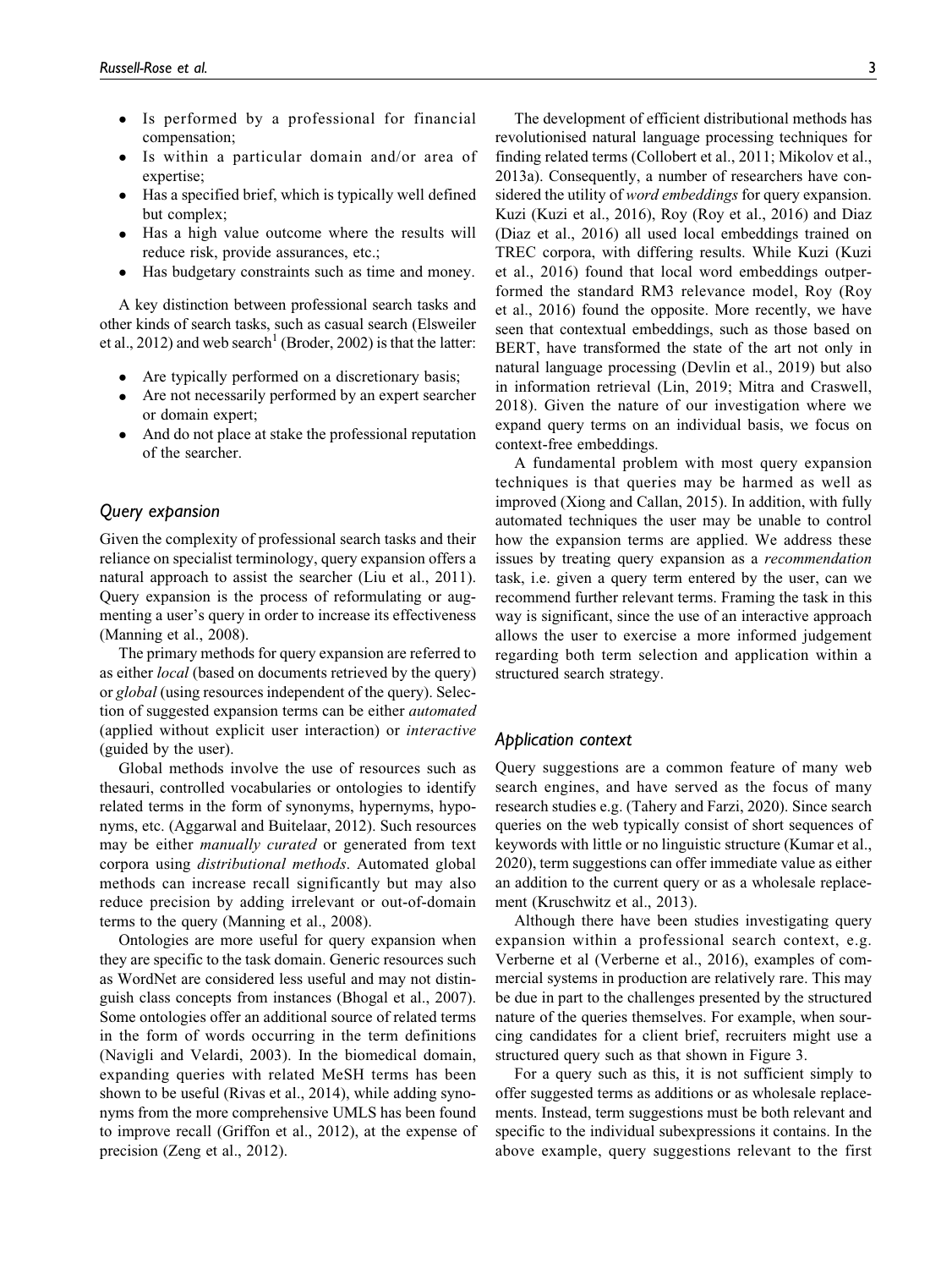- Is performed by a professional for financial compensation;
- Is within a particular domain and/or area of expertise;
- Has a specified brief, which is typically well defined but complex;
- Has a high value outcome where the results will reduce risk, provide assurances, etc.;
- Has budgetary constraints such as time and money.

A key distinction between professional search tasks and other kinds of search tasks, such as casual search (Elsweiler et al., 2012) and web search[1] (Broder, 2002) is that the latter:

- Are typically performed on a discretionary basis;
- Are not necessarily performed by an expert searcher or domain expert;
- And do not place at stake the professional reputation of the searcher.

## Query expansion

Given the complexity of professional search tasks and their reliance on specialist terminology, query expansion offers a natural approach to assist the searcher (Liu et al., 2011). Query expansion is the process of reformulating or augmenting a user's query in order to increase its effectiveness (Manning et al., 2008).

The primary methods for query expansion are referred to as either *local* (based on documents retrieved by the query) or *global* (using resources independent of the query). Selection of suggested expansion terms can be either *automated* (applied without explicit user interaction) or *interactive* (guided by the user).

Global methods involve the use of resources such as thesauri, controlled vocabularies or ontologies to identify related terms in the form of synonyms, hypernyms, hyponyms, etc. (Aggarwal and Buitelaar, 2012). Such resources may be either *manually curated* or generated from text corpora using *distributional methods*. Automated global methods can increase recall significantly but may also reduce precision by adding irrelevant or out-of-domain terms to the query (Manning et al., 2008).

Ontologies are more useful for query expansion when they are specific to the task domain. Generic resources such as WordNet are considered less useful and may not distinguish class concepts from instances (Bhogal et al., 2007). Some ontologies offer an additional source of related terms in the form of words occurring in the term definitions (Navigli and Velardi, 2003). In the biomedical domain, expanding queries with related MeSH terms has been shown to be useful (Rivas et al., 2014), while adding synonyms from the more comprehensive UMLS has been found to improve recall (Griffon et al., 2012), at the expense of precision (Zeng et al., 2012).

The development of efficient distributional methods has revolutionised natural language processing techniques for finding related terms (Collobert et al., 2011; Mikolov et al., 2013a). Consequently, a number of researchers have considered the utility of *word embeddings* for query expansion. Kuzi (Kuzi et al., 2016), Roy (Roy et al., 2016) and Diaz (Diaz et al., 2016) all used local embeddings trained on TREC corpora, with differing results. While Kuzi (Kuzi et al., 2016) found that local word embeddings outperformed the standard RM3 relevance model, Roy (Roy et al., 2016) found the opposite. More recently, we have seen that contextual embeddings, such as those based on BERT, have transformed the state of the art not only in natural language processing (Devlin et al., 2019) but also in information retrieval (Lin, 2019; Mitra and Craswell, 2018). Given the nature of our investigation where we expand query terms on an individual basis, we focus on context-free embeddings.

A fundamental problem with most query expansion techniques is that queries may be harmed as well as improved (Xiong and Callan, 2015). In addition, with fully automated techniques the user may be unable to control how the expansion terms are applied. We address these issues by treating query expansion as a *recommendation* task, i.e. given a query term entered by the user, can we recommend further relevant terms. Framing the task in this way is significant, since the use of an interactive approach allows the user to exercise a more informed judgement regarding both term selection and application within a structured search strategy.

## Application context

Query suggestions are a common feature of many web search engines, and have served as the focus of many research studies e.g. (Tahery and Farzi, 2020). Since search queries on the web typically consist of short sequences of keywords with little or no linguistic structure (Kumar et al., 2020), term suggestions can offer immediate value as either an addition to the current query or as a wholesale replacement (Kruschwitz et al., 2013).

Although there have been studies investigating query expansion within a professional search context, e.g. Verberne et al (Verberne et al., 2016), examples of commercial systems in production are relatively rare. This may be due in part to the challenges presented by the structured nature of the queries themselves. For example, when sourcing candidates for a client brief, recruiters might use a structured query such as that shown in Figure 3.

For a query such as this, it is not sufficient simply to offer suggested terms as additions or as wholesale replacements. Instead, term suggestions must be both relevant and specific to the individual subexpressions it contains. In the above example, query suggestions relevant to the first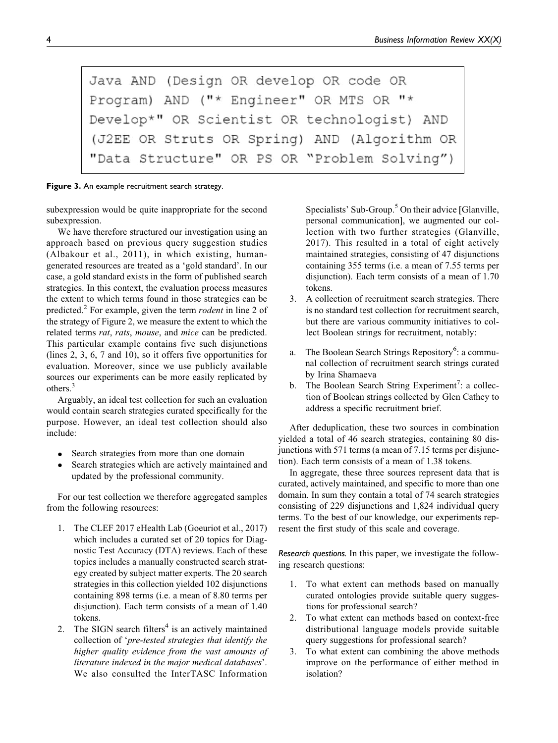```
Java AND (Design OR develop OR code OR
Program) AND ("* Engineer" OR MTS OR "*
Develop*" OR Scientist OR technologist) AND
(J2EE OR Struts OR Spring) AND (Algorithm OR
"Data Structure" OR PS OR "Problem Solving")
```

**Figure 3.** An example recruitment search strategy.

subexpression would be quite inappropriate for the second subexpression.

We have therefore structured our investigation using an approach based on previous query suggestion studies (Albakour et al., 2011), in which existing, human-generated resources are treated as a 'gold standard'. In our case, a gold standard exists in the form of published search strategies. In this context, the evaluation process measures the extent to which terms found in those strategies can be predicted.[2] For example, given the term *rodent* in line 2 of the strategy of Figure 2, we measure the extent to which the related terms *rat*, *rats*, *mouse*, and *mice* can be predicted. This particular example contains five such disjunctions (lines 2, 3, 6, 7 and 10), so it offers five opportunities for evaluation. Moreover, since we use publicly available sources our experiments can be more easily replicated by others.[3]

Arguably, an ideal test collection for such an evaluation would contain search strategies curated specifically for the purpose. However, an ideal test collection should also include:

- Search strategies from more than one domain
- Search strategies which are actively maintained and updated by the professional community.

For our test collection we therefore aggregated samples from the following resources:

1. The CLEF 2017 eHealth Lab (Goeuriot et al., 2017) which includes a curated set of 20 topics for Diagnostic Test Accuracy (DTA) reviews. Each of these topics includes a manually constructed search strategy created by subject matter experts. The 20 search strategies in this collection yielded 102 disjunctions containing 898 terms (i.e. a mean of 8.80 terms per disjunction). Each term consists of a mean of 1.40 tokens.
2. The SIGN search filters[4] is an actively maintained collection of '*pre-tested strategies that identify the higher quality evidence from the vast amounts of literature indexed in the major medical databases*'. We also consulted the InterTASC Information Specialists' Sub-Group.[5] On their advice [Glanville, personal communication], we augmented our collection with two further strategies (Glanville, 2017). This resulted in a total of eight actively maintained strategies, consisting of 47 disjunctions containing 355 terms (i.e. a mean of 7.55 terms per disjunction). Each term consists of a mean of 1.70 tokens.
3. A collection of recruitment search strategies. There is no standard test collection for recruitment search, but there are various community initiatives to collect Boolean strings for recruitment, notably:
   a. The Boolean Search Strings Repository[6]: a communal collection of recruitment search strings curated by Irina Shamaeva
   b. The Boolean Search String Experiment[7]: a collection of Boolean strings collected by Glen Cathey to address a specific recruitment brief.

After deduplication, these two sources in combination yielded a total of 46 search strategies, containing 80 disjunctions with 571 terms (a mean of 7.15 terms per disjunction). Each term consists of a mean of 1.38 tokens.

In aggregate, these three sources represent data that is curated, actively maintained, and specific to more than one domain. In sum they contain a total of 74 search strategies consisting of 229 disjunctions and 1,824 individual query terms. To the best of our knowledge, our experiments represent the first study of this scale and coverage.

*Research questions.* In this paper, we investigate the following research questions:

1. To what extent can methods based on manually curated ontologies provide suitable query suggestions for professional search?
2. To what extent can methods based on context-free distributional language models provide suitable query suggestions for professional search?
3. To what extent can combining the above methods improve on the performance of either method in isolation?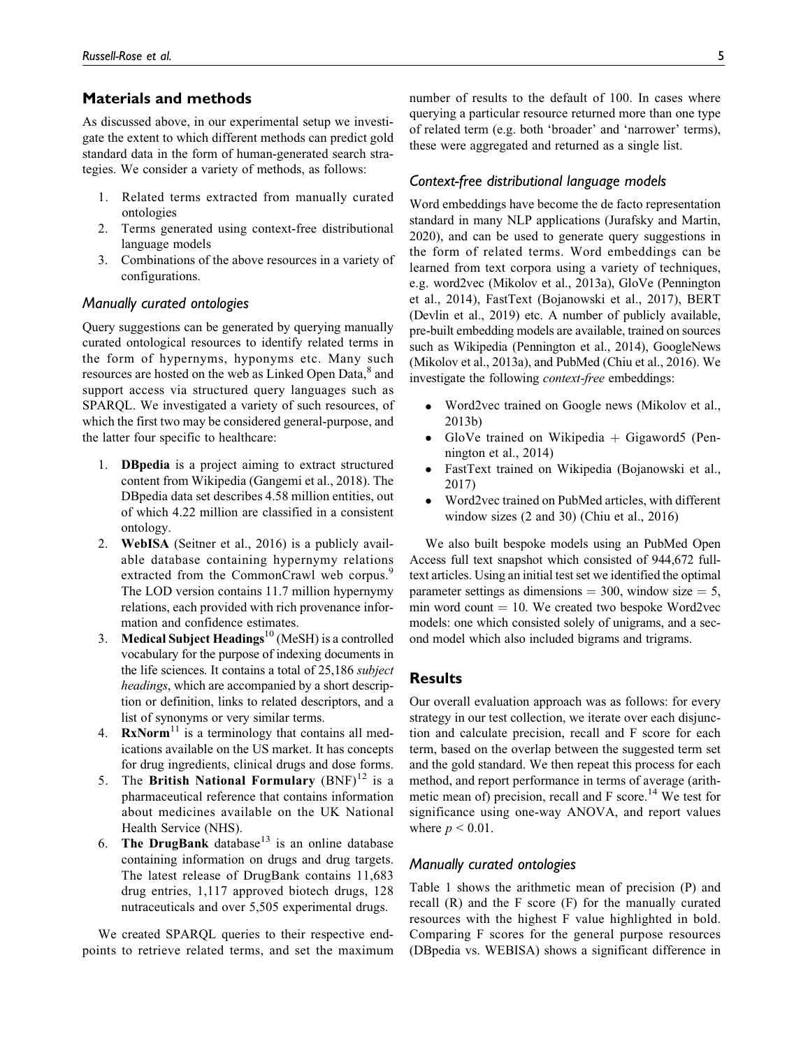## Materials and methods

As discussed above, in our experimental setup we investigate the extent to which different methods can predict gold standard data in the form of human-generated search strategies. We consider a variety of methods, as follows:

1. Related terms extracted from manually curated ontologies
2. Terms generated using context-free distributional language models
3. Combinations of the above resources in a variety of configurations.

### Manually curated ontologies

Query suggestions can be generated by querying manually curated ontological resources to identify related terms in the form of hypernyms, hyponyms etc. Many such resources are hosted on the web as Linked Open Data,[8] and support access via structured query languages such as SPARQL. We investigated a variety of such resources, of which the first two may be considered general-purpose, and the latter four specific to healthcare:

1. **DBpedia** is a project aiming to extract structured content from Wikipedia (Gangemi et al., 2018). The DBpedia data set describes 4.58 million entities, out of which 4.22 million are classified in a consistent ontology.
2. **WebISA** (Seitner et al., 2016) is a publicly available database containing hypernymy relations extracted from the CommonCrawl web corpus.[9] The LOD version contains 11.7 million hypernymy relations, each provided with rich provenance information and confidence estimates.
3. **Medical Subject Headings**[10] (MeSH) is a controlled vocabulary for the purpose of indexing documents in the life sciences. It contains a total of 25,186 *subject headings*, which are accompanied by a short description or definition, links to related descriptors, and a list of synonyms or very similar terms.
4. **RxNorm**[11] is a terminology that contains all medications available on the US market. It has concepts for drug ingredients, clinical drugs and dose forms.
5. The **British National Formulary** (BNF)[12] is a pharmaceutical reference that contains information about medicines available on the UK National Health Service (NHS).
6. **The DrugBank** database[13] is an online database containing information on drugs and drug targets. The latest release of DrugBank contains 11,683 drug entries, 1,117 approved biotech drugs, 128 nutraceuticals and over 5,505 experimental drugs.

We created SPARQL queries to their respective endpoints to retrieve related terms, and set the maximum number of results to the default of 100. In cases where querying a particular resource returned more than one type of related term (e.g. both 'broader' and 'narrower' terms), these were aggregated and returned as a single list.

### Context-free distributional language models

Word embeddings have become the de facto representation standard in many NLP applications (Jurafsky and Martin, 2020), and can be used to generate query suggestions in the form of related terms. Word embeddings can be learned from text corpora using a variety of techniques, e.g. word2vec (Mikolov et al., 2013a), GloVe (Pennington et al., 2014), FastText (Bojanowski et al., 2017), BERT (Devlin et al., 2019) etc. A number of publicly available, pre-built embedding models are available, trained on sources such as Wikipedia (Pennington et al., 2014), GoogleNews (Mikolov et al., 2013a), and PubMed (Chiu et al., 2016). We investigate the following *context-free* embeddings:

- Word2vec trained on Google news (Mikolov et al., 2013b)
- GloVe trained on Wikipedia + Gigaword5 (Pennington et al., 2014)
- FastText trained on Wikipedia (Bojanowski et al., 2017)
- Word2vec trained on PubMed articles, with different window sizes (2 and 30) (Chiu et al., 2016)

We also built bespoke models using an PubMed Open Access full text snapshot which consisted of 944,672 full-text articles. Using an initial test set we identified the optimal parameter settings as dimensions = 300, window size = 5, min word count = 10. We created two bespoke Word2vec models: one which consisted solely of unigrams, and a second model which also included bigrams and trigrams.

## Results

Our overall evaluation approach was as follows: for every strategy in our test collection, we iterate over each disjunction and calculate precision, recall and F score for each term, based on the overlap between the suggested term set and the gold standard. We then repeat this process for each method, and report performance in terms of average (arithmetic mean of) precision, recall and F score.[14] We test for significance using one-way ANOVA, and report values where $p < 0.01$.

### Manually curated ontologies

Table 1 shows the arithmetic mean of precision (P) and recall (R) and the F score (F) for the manually curated resources with the highest F value highlighted in bold. Comparing F scores for the general purpose resources (DBpedia vs. WEBISA) shows a significant difference in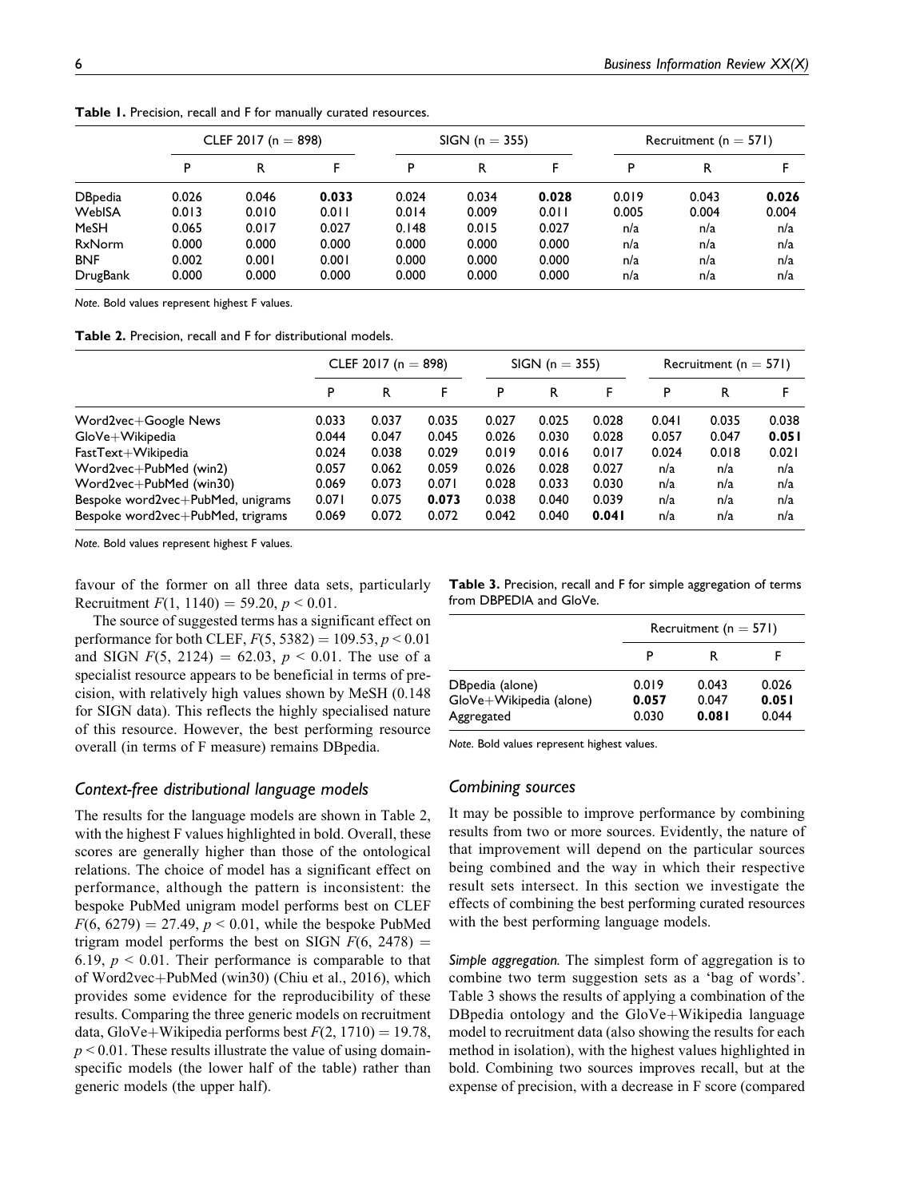**Table 1.** Precision, recall and F for manually curated resources.

| | CLEF 2017 (n = 898) | | | SIGN (n = 355) | | | Recruitment (n = 571) | | |
|---|---|---|---|---|---|---|---|---|---|
| | P | R | F | P | R | F | P | R | F |
| DBpedia | 0.026 | 0.046 | **0.033** | 0.024 | 0.034 | **0.028** | 0.019 | 0.043 | **0.026** |
| WebISA | 0.013 | 0.010 | 0.011 | 0.014 | 0.009 | 0.011 | 0.005 | 0.004 | 0.004 |
| MeSH | 0.065 | 0.017 | 0.027 | 0.148 | 0.015 | 0.027 | n/a | n/a | n/a |
| RxNorm | 0.000 | 0.000 | 0.000 | 0.000 | 0.000 | 0.000 | n/a | n/a | n/a |
| BNF | 0.002 | 0.001 | 0.001 | 0.000 | 0.000 | 0.000 | n/a | n/a | n/a |
| DrugBank | 0.000 | 0.000 | 0.000 | 0.000 | 0.000 | 0.000 | n/a | n/a | n/a |

*Note.* Bold values represent highest F values.

**Table 2.** Precision, recall and F for distributional models.

| | CLEF 2017 (n = 898) | | | SIGN (n = 355) | | | Recruitment (n = 571) | | |
|---|---|---|---|---|---|---|---|---|---|
| | P | R | F | P | R | F | P | R | F |
| Word2vec+Google News | 0.033 | 0.037 | 0.035 | 0.027 | 0.025 | 0.028 | 0.041 | 0.035 | 0.038 |
| GloVe+Wikipedia | 0.044 | 0.047 | 0.045 | 0.026 | 0.030 | 0.028 | 0.057 | 0.047 | **0.051** |
| FastText+Wikipedia | 0.024 | 0.038 | 0.029 | 0.019 | 0.016 | 0.017 | 0.024 | 0.018 | 0.021 |
| Word2vec+PubMed (win2) | 0.057 | 0.062 | 0.059 | 0.026 | 0.028 | 0.027 | n/a | n/a | n/a |
| Word2vec+PubMed (win30) | 0.069 | 0.073 | 0.071 | 0.028 | 0.033 | 0.030 | n/a | n/a | n/a |
| Bespoke word2vec+PubMed, unigrams | 0.071 | 0.075 | **0.073** | 0.038 | 0.040 | 0.039 | n/a | n/a | n/a |
| Bespoke word2vec+PubMed, trigrams | 0.069 | 0.072 | 0.072 | 0.042 | 0.040 | **0.041** | n/a | n/a | n/a |

*Note.* Bold values represent highest F values.

favour of the former on all three data sets, particularly Recruitment $F(1, 1140) = 59.20$, $p < 0.01$.

The source of suggested terms has a significant effect on performance for both CLEF, $F(5, 5382) = 109.53$, $p < 0.01$ and SIGN $F(5, 2124) = 62.03$, $p < 0.01$. The use of a specialist resource appears to be beneficial in terms of precision, with relatively high values shown by MeSH (0.148 for SIGN data). This reflects the highly specialised nature of this resource. However, the best performing resource overall (in terms of F measure) remains DBpedia.

### *Context-free distributional language models*

The results for the language models are shown in Table 2, with the highest F values highlighted in bold. Overall, these scores are generally higher than those of the ontological relations. The choice of model has a significant effect on performance, although the pattern is inconsistent: the bespoke PubMed unigram model performs best on CLEF $F(6, 6279) = 27.49$, $p < 0.01$, while the bespoke PubMed trigram model performs the best on SIGN $F(6, 2478) = 6.19$, $p < 0.01$. Their performance is comparable to that of Word2vec+PubMed (win30) (Chiu et al., 2016), which provides some evidence for the reproducibility of these results. Comparing the three generic models on recruitment data, GloVe+Wikipedia performs best $F(2, 1710) = 19.78$, $p < 0.01$. These results illustrate the value of using domain-specific models (the lower half of the table) rather than generic models (the upper half).

**Table 3.** Precision, recall and F for simple aggregation of terms from DBPEDIA and GloVe.

| | Recruitment (n = 571) | | |
|---|---|---|---|
| | P | R | F |
| DBpedia (alone) | 0.019 | 0.043 | 0.026 |
| GloVe+Wikipedia (alone) | **0.057** | 0.047 | **0.051** |
| Aggregated | 0.030 | **0.081** | 0.044 |

*Note.* Bold values represent highest values.

### *Combining sources*

It may be possible to improve performance by combining results from two or more sources. Evidently, the nature of that improvement will depend on the particular sources being combined and the way in which their respective result sets intersect. In this section we investigate the effects of combining the best performing curated resources with the best performing language models.

*Simple aggregation.* The simplest form of aggregation is to combine two term suggestion sets as a 'bag of words'. Table 3 shows the results of applying a combination of the DBpedia ontology and the GloVe+Wikipedia language model to recruitment data (also showing the results for each method in isolation), with the highest values highlighted in bold. Combining two sources improves recall, but at the expense of precision, with a decrease in F score (compared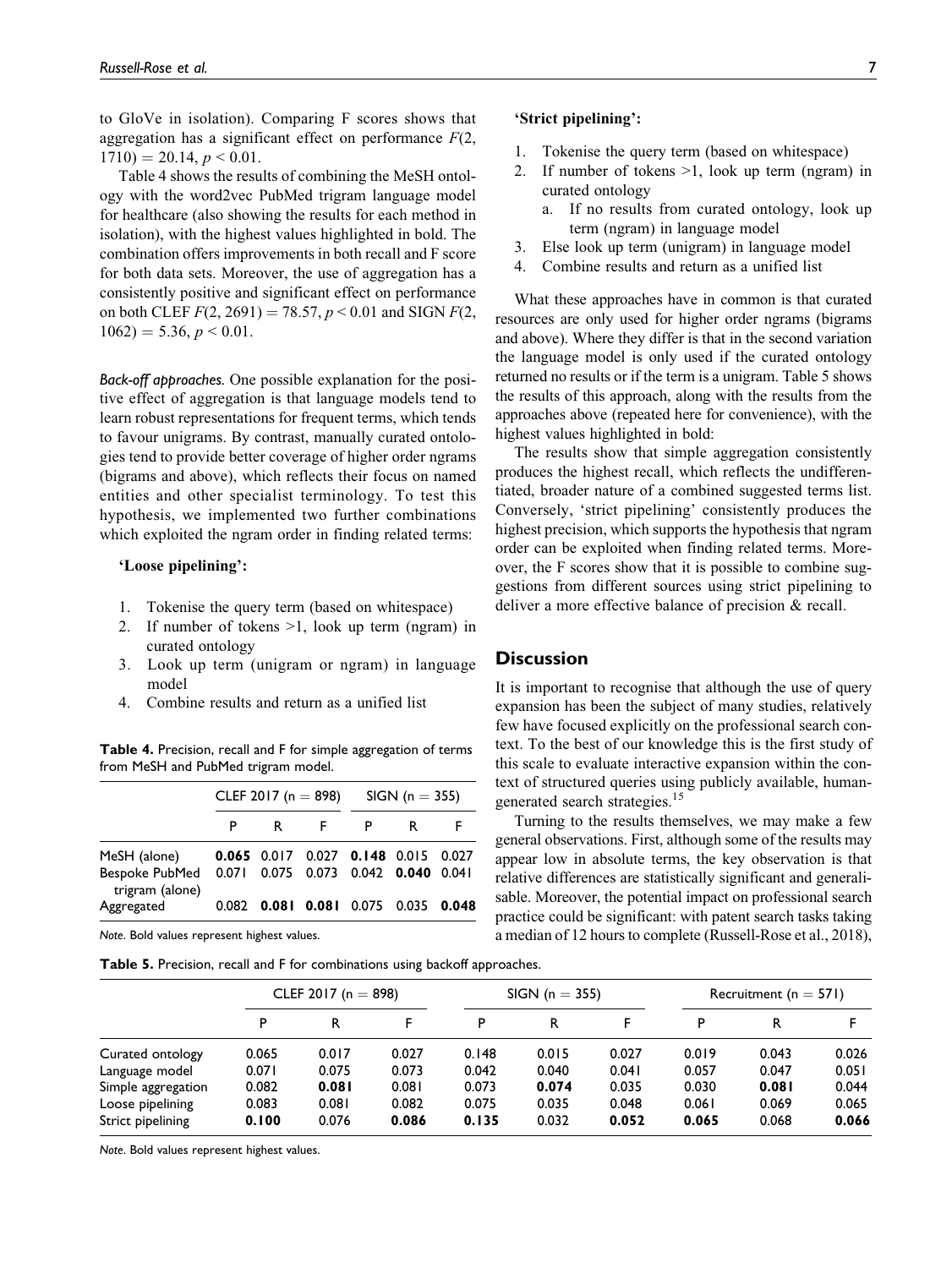to GloVe in isolation). Comparing F scores shows that aggregation has a significant effect on performance $F(2, 1710) = 20.14$, $p < 0.01$.

Table 4 shows the results of combining the MeSH ontology with the word2vec PubMed trigram language model for healthcare (also showing the results for each method in isolation), with the highest values highlighted in bold. The combination offers improvements in both recall and F score for both data sets. Moreover, the use of aggregation has a consistently positive and significant effect on performance on both CLEF $F(2, 2691) = 78.57$, $p < 0.01$ and SIGN $F(2, 1062) = 5.36$, $p < 0.01$.

*Back-off approaches.* One possible explanation for the positive effect of aggregation is that language models tend to learn robust representations for frequent terms, which tends to favour unigrams. By contrast, manually curated ontologies tend to provide better coverage of higher order ngrams (bigrams and above), which reflects their focus on named entities and other specialist terminology. To test this hypothesis, we implemented two further combinations which exploited the ngram order in finding related terms:

**'Loose pipelining':**

1. Tokenise the query term (based on whitespace)
2. If number of tokens >1, look up term (ngram) in curated ontology
3. Look up term (unigram or ngram) in language model
4. Combine results and return as a unified list

**Table 4.** Precision, recall and F for simple aggregation of terms from MeSH and PubMed trigram model.

| | CLEF 2017 (n = 898) | | | SIGN (n = 355) | | |
|---|---|---|---|---|---|---|
| | P | R | F | P | R | F |
| MeSH (alone) | **0.065** | 0.017 | 0.027 | **0.148** | 0.015 | 0.027 |
| Bespoke PubMed trigram (alone) | 0.071 | 0.075 | 0.073 | 0.042 | **0.040** | 0.041 |
| Aggregated | 0.082 | **0.081** | **0.081** | 0.075 | 0.035 | **0.048** |

*Note.* Bold values represent highest values.

**'Strict pipelining':**

1. Tokenise the query term (based on whitespace)
2. If number of tokens >1, look up term (ngram) in curated ontology
   a. If no results from curated ontology, look up term (ngram) in language model
3. Else look up term (unigram) in language model
4. Combine results and return as a unified list

What these approaches have in common is that curated resources are only used for higher order ngrams (bigrams and above). Where they differ is that in the second variation the language model is only used if the curated ontology returned no results or if the term is a unigram. Table 5 shows the results of this approach, along with the results from the approaches above (repeated here for convenience), with the highest values highlighted in bold:

The results show that simple aggregation consistently produces the highest recall, which reflects the undifferentiated, broader nature of a combined suggested terms list. Conversely, 'strict pipelining' consistently produces the highest precision, which supports the hypothesis that ngram order can be exploited when finding related terms. Moreover, the F scores show that it is possible to combine suggestions from different sources using strict pipelining to deliver a more effective balance of precision & recall.

## Discussion

It is important to recognise that although the use of query expansion has been the subject of many studies, relatively few have focused explicitly on the professional search context. To the best of our knowledge this is the first study of this scale to evaluate interactive expansion within the context of structured queries using publicly available, human-generated search strategies.[15]

Turning to the results themselves, we may make a few general observations. First, although some of the results may appear low in absolute terms, the key observation is that relative differences are statistically significant and generalisable. Moreover, the potential impact on professional search practice could be significant: with patent search tasks taking a median of 12 hours to complete (Russell-Rose et al., 2018),

**Table 5.** Precision, recall and F for combinations using backoff approaches.

| | CLEF 2017 (n = 898) | | | SIGN (n = 355) | | | Recruitment (n = 571) | | |
|---|---|---|---|---|---|---|---|---|---|
| | P | R | F | P | R | F | P | R | F |
| Curated ontology | 0.065 | 0.017 | 0.027 | 0.148 | 0.015 | 0.027 | 0.019 | 0.043 | 0.026 |
| Language model | 0.071 | 0.075 | 0.073 | 0.042 | 0.040 | 0.041 | 0.057 | 0.047 | 0.051 |
| Simple aggregation | 0.082 | **0.081** | 0.081 | 0.073 | **0.074** | 0.035 | 0.030 | **0.081** | 0.044 |
| Loose pipelining | 0.083 | 0.081 | 0.082 | 0.075 | 0.035 | 0.048 | 0.061 | 0.069 | 0.065 |
| Strict pipelining | **0.100** | 0.076 | **0.086** | **0.135** | 0.032 | **0.052** | **0.065** | 0.068 | **0.066** |

*Note.* Bold values represent highest values.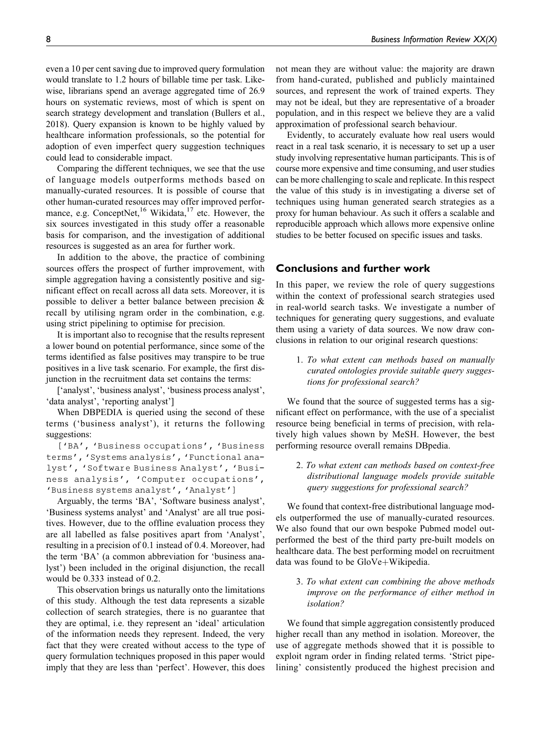even a 10 per cent saving due to improved query formulation would translate to 1.2 hours of billable time per task. Likewise, librarians spend an average aggregated time of 26.9 hours on systematic reviews, most of which is spent on search strategy development and translation (Bullers et al., 2018). Query expansion is known to be highly valued by healthcare information professionals, so the potential for adoption of even imperfect query suggestion techniques could lead to considerable impact.

Comparing the different techniques, we see that the use of language models outperforms methods based on manually-curated resources. It is possible of course that other human-curated resources may offer improved performance, e.g. ConceptNet,[16] Wikidata,[17] etc. However, the six sources investigated in this study offer a reasonable basis for comparison, and the investigation of additional resources is suggested as an area for further work.

In addition to the above, the practice of combining sources offers the prospect of further improvement, with simple aggregation having a consistently positive and significant effect on recall across all data sets. Moreover, it is possible to deliver a better balance between precision & recall by utilising ngram order in the combination, e.g. using strict pipelining to optimise for precision.

It is important also to recognise that the results represent a lower bound on potential performance, since some of the terms identified as false positives may transpire to be true positives in a live task scenario. For example, the first disjunction in the recruitment data set contains the terms:

['analyst', 'business analyst', 'business process analyst', 'data analyst', 'reporting analyst']

When DBPEDIA is queried using the second of these terms ('business analyst'), it returns the following suggestions:

['BA', 'Business occupations', 'Business terms', 'Systems analysis', 'Functional analyst', 'Software Business Analyst', 'Business analysis', 'Computer occupations', 'Business systems analyst', 'Analyst']

Arguably, the terms 'BA', 'Software business analyst', 'Business systems analyst' and 'Analyst' are all true positives. However, due to the offline evaluation process they are all labelled as false positives apart from 'Analyst', resulting in a precision of 0.1 instead of 0.4. Moreover, had the term 'BA' (a common abbreviation for 'business analyst') been included in the original disjunction, the recall would be 0.333 instead of 0.2.

This observation brings us naturally onto the limitations of this study. Although the test data represents a sizable collection of search strategies, there is no guarantee that they are optimal, i.e. they represent an 'ideal' articulation of the information needs they represent. Indeed, the very fact that they were created without access to the type of query formulation techniques proposed in this paper would imply that they are less than 'perfect'. However, this does not mean they are without value: the majority are drawn from hand-curated, published and publicly maintained sources, and represent the work of trained experts. They may not be ideal, but they are representative of a broader population, and in this respect we believe they are a valid approximation of professional search behaviour.

Evidently, to accurately evaluate how real users would react in a real task scenario, it is necessary to set up a user study involving representative human participants. This is of course more expensive and time consuming, and user studies can be more challenging to scale and replicate. In this respect the value of this study is in investigating a diverse set of techniques using human generated search strategies as a proxy for human behaviour. As such it offers a scalable and reproducible approach which allows more expensive online studies to be better focused on specific issues and tasks.

## Conclusions and further work

In this paper, we review the role of query suggestions within the context of professional search strategies used in real-world search tasks. We investigate a number of techniques for generating query suggestions, and evaluate them using a variety of data sources. We now draw conclusions in relation to our original research questions:

1. *To what extent can methods based on manually curated ontologies provide suitable query suggestions for professional search?*

We found that the source of suggested terms has a significant effect on performance, with the use of a specialist resource being beneficial in terms of precision, with relatively high values shown by MeSH. However, the best performing resource overall remains DBpedia.

2. *To what extent can methods based on context-free distributional language models provide suitable query suggestions for professional search?*

We found that context-free distributional language models outperformed the use of manually-curated resources. We also found that our own bespoke Pubmed model outperformed the best of the third party pre-built models on healthcare data. The best performing model on recruitment data was found to be GloVe+Wikipedia.

3. *To what extent can combining the above methods improve on the performance of either method in isolation?*

We found that simple aggregation consistently produced higher recall than any method in isolation. Moreover, the use of aggregate methods showed that it is possible to exploit ngram order in finding related terms. 'Strict pipelining' consistently produced the highest precision and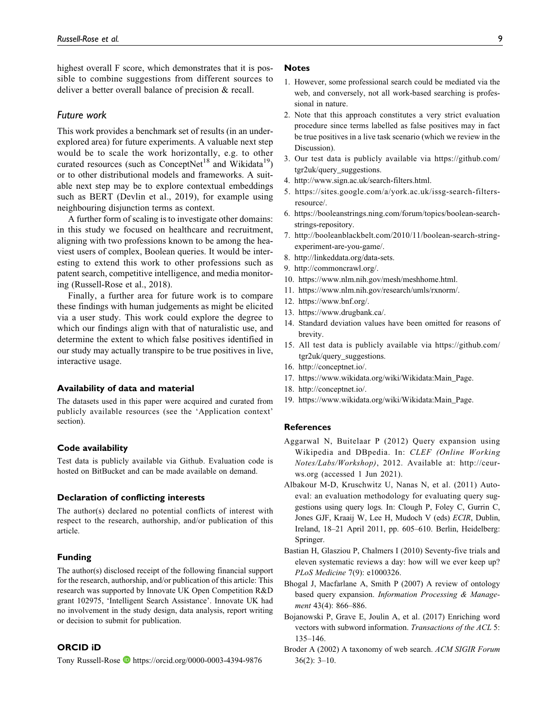highest overall F score, which demonstrates that it is possible to combine suggestions from different sources to deliver a better overall balance of precision & recall.

### *Future work*

This work provides a benchmark set of results (in an under-explored area) for future experiments. A valuable next step would be to scale the work horizontally, e.g. to other curated resources (such as ConceptNet[18] and Wikidata[19]) or to other distributional models and frameworks. A suitable next step may be to explore contextual embeddings such as BERT (Devlin et al., 2019), for example using neighbouring disjunction terms as context.

A further form of scaling is to investigate other domains: in this study we focused on healthcare and recruitment, aligning with two professions known to be among the heaviest users of complex, Boolean queries. It would be interesting to extend this work to other professions such as patent search, competitive intelligence, and media monitoring (Russell-Rose et al., 2018).

Finally, a further area for future work is to compare these findings with human judgements as might be elicited via a user study. This work could explore the degree to which our findings align with that of naturalistic use, and determine the extent to which false positives identified in our study may actually transpire to be true positives in live, interactive usage.

## Availability of data and material

The datasets used in this paper were acquired and curated from publicly available resources (see the 'Application context' section).

## Code availability

Test data is publicly available via Github. Evaluation code is hosted on BitBucket and can be made available on demand.

## Declaration of conflicting interests

The author(s) declared no potential conflicts of interest with respect to the research, authorship, and/or publication of this article.

## Funding

The author(s) disclosed receipt of the following financial support for the research, authorship, and/or publication of this article: This research was supported by Innovate UK Open Competition R&D grant 102975, 'Intelligent Search Assistance'. Innovate UK had no involvement in the study design, data analysis, report writing or decision to submit for publication.

## ORCID iD

Tony Russell-Rose https://orcid.org/0000-0003-4394-9876

## Notes

1. However, some professional search could be mediated via the web, and conversely, not all work-based searching is professional in nature.
2. Note that this approach constitutes a very strict evaluation procedure since terms labelled as false positives may in fact be true positives in a live task scenario (which we review in the Discussion).
3. Our test data is publicly available via https://github.com/tgr2uk/query_suggestions.
4. http://www.sign.ac.uk/search-filters.html.
5. https://sites.google.com/a/york.ac.uk/issg-search-filters-resource/.
6. https://booleanstrings.ning.com/forum/topics/boolean-search-strings-repository.
7. http://booleanblackbelt.com/2010/11/boolean-search-string-experiment-are-you-game/.
8. http://linkeddata.org/data-sets.
9. http://commoncrawl.org/.
10. https://www.nlm.nih.gov/mesh/meshhome.html.
11. https://www.nlm.nih.gov/research/umls/rxnorm/.
12. https://www.bnf.org/.
13. https://www.drugbank.ca/.
14. Standard deviation values have been omitted for reasons of brevity.
15. All test data is publicly available via https://github.com/tgr2uk/query_suggestions.
16. http://conceptnet.io/.
17. https://www.wikidata.org/wiki/Wikidata:Main_Page.
18. http://conceptnet.io/.
19. https://www.wikidata.org/wiki/Wikidata:Main_Page.

## References

Aggarwal N, Buitelaar P (2012) Query expansion using Wikipedia and DBpedia. In: *CLEF (Online Working Notes/Labs/Workshop)*, 2012. Available at: http://ceur-ws.org (accessed 1 Jun 2021).

Albakour M-D, Kruschwitz U, Nanas N, et al. (2011) Autoeval: an evaluation methodology for evaluating query suggestions using query logs. In: Clough P, Foley C, Gurrin C, Jones GJF, Kraaij W, Lee H, Mudoch V (eds) *ECIR*, Dublin, Ireland, 18–21 April 2011, pp. 605–610. Berlin, Heidelberg: Springer.

Bastian H, Glasziou P, Chalmers I (2010) Seventy-five trials and eleven systematic reviews a day: how will we ever keep up? *PLoS Medicine* 7(9): e1000326.

Bhogal J, Macfarlane A, Smith P (2007) A review of ontology based query expansion. *Information Processing & Management* 43(4): 866–886.

Bojanowski P, Grave E, Joulin A, et al. (2017) Enriching word vectors with subword information. *Transactions of the ACL* 5: 135–146.

Broder A (2002) A taxonomy of web search. *ACM SIGIR Forum* 36(2): 3–10.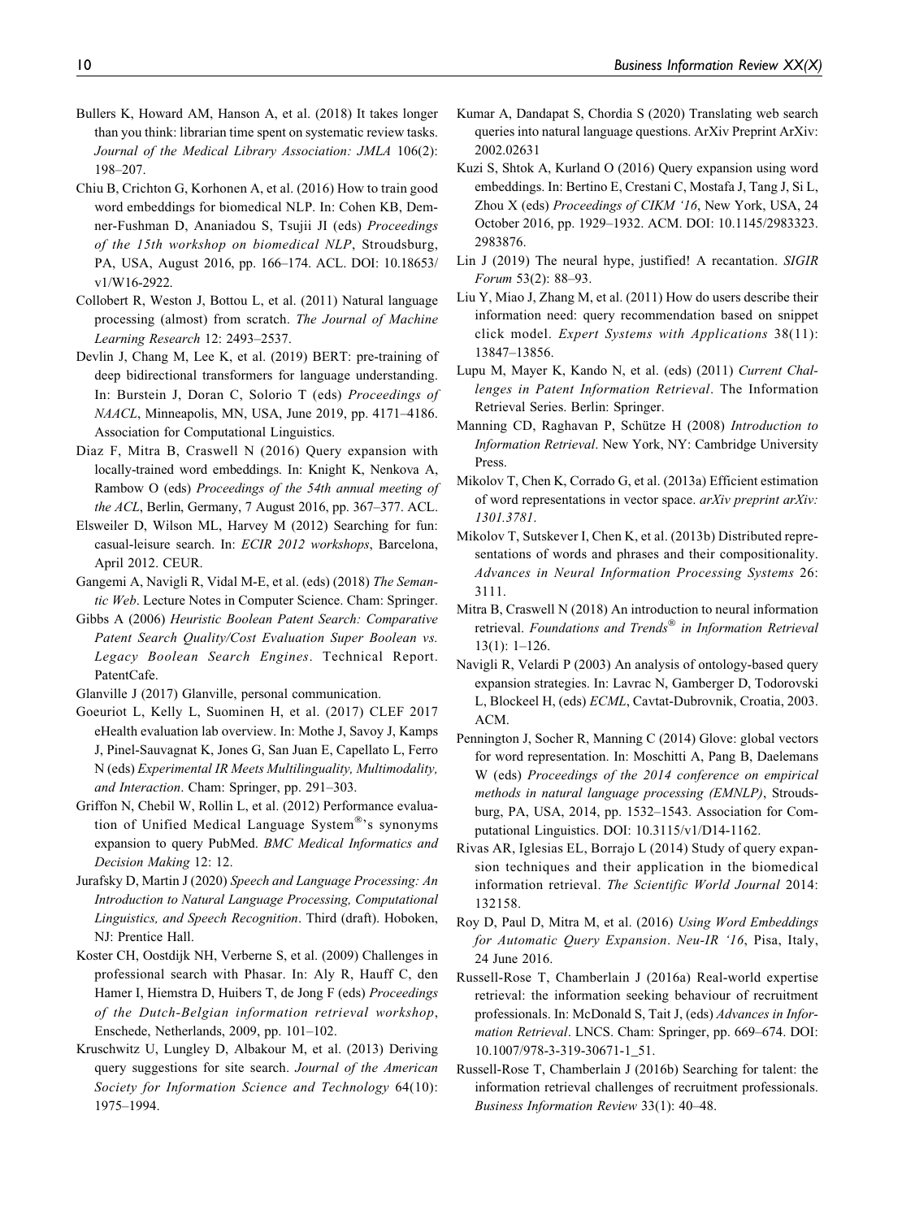Bullers K, Howard AM, Hanson A, et al. (2018) It takes longer than you think: librarian time spent on systematic review tasks. *Journal of the Medical Library Association: JMLA* 106(2): 198–207.

Chiu B, Crichton G, Korhonen A, et al. (2016) How to train good word embeddings for biomedical NLP. In: Cohen KB, Demner-Fushman D, Ananiadou S, Tsujii JI (eds) *Proceedings of the 15th workshop on biomedical NLP*, Stroudsburg, PA, USA, August 2016, pp. 166–174. ACL. DOI: 10.18653/v1/W16-2922.

Collobert R, Weston J, Bottou L, et al. (2011) Natural language processing (almost) from scratch. *The Journal of Machine Learning Research* 12: 2493–2537.

Devlin J, Chang M, Lee K, et al. (2019) BERT: pre-training of deep bidirectional transformers for language understanding. In: Burstein J, Doran C, Solorio T (eds) *Proceedings of NAACL*, Minneapolis, MN, USA, June 2019, pp. 4171–4186. Association for Computational Linguistics.

Diaz F, Mitra B, Craswell N (2016) Query expansion with locally-trained word embeddings. In: Knight K, Nenkova A, Rambow O (eds) *Proceedings of the 54th annual meeting of the ACL*, Berlin, Germany, 7 August 2016, pp. 367–377. ACL.

Elsweiler D, Wilson ML, Harvey M (2012) Searching for fun: casual-leisure search. In: *ECIR 2012 workshops*, Barcelona, April 2012. CEUR.

Gangemi A, Navigli R, Vidal M-E, et al. (eds) (2018) *The Semantic Web*. Lecture Notes in Computer Science. Cham: Springer.

Gibbs A (2006) *Heuristic Boolean Patent Search: Comparative Patent Search Quality/Cost Evaluation Super Boolean vs. Legacy Boolean Search Engines*. Technical Report. PatentCafe.

Glanville J (2017) Glanville, personal communication.

Goeuriot L, Kelly L, Suominen H, et al. (2017) CLEF 2017 eHealth evaluation lab overview. In: Mothe J, Savoy J, Kamps J, Pinel-Sauvagnat K, Jones G, San Juan E, Capellato L, Ferro N (eds) *Experimental IR Meets Multilinguality, Multimodality, and Interaction*. Cham: Springer, pp. 291–303.

Griffon N, Chebil W, Rollin L, et al. (2012) Performance evaluation of Unified Medical Language System®'s synonyms expansion to query PubMed. *BMC Medical Informatics and Decision Making* 12: 12.

Jurafsky D, Martin J (2020) *Speech and Language Processing: An Introduction to Natural Language Processing, Computational Linguistics, and Speech Recognition*. Third (draft). Hoboken, NJ: Prentice Hall.

Koster CH, Oostdijk NH, Verberne S, et al. (2009) Challenges in professional search with Phasar. In: Aly R, Hauff C, den Hamer I, Hiemstra D, Huibers T, de Jong F (eds) *Proceedings of the Dutch-Belgian information retrieval workshop*, Enschede, Netherlands, 2009, pp. 101–102.

Kruschwitz U, Lungley D, Albakour M, et al. (2013) Deriving query suggestions for site search. *Journal of the American Society for Information Science and Technology* 64(10): 1975–1994.

Kumar A, Dandapat S, Chordia S (2020) Translating web search queries into natural language questions. ArXiv Preprint ArXiv: 2002.02631

Kuzi S, Shtok A, Kurland O (2016) Query expansion using word embeddings. In: Bertino E, Crestani C, Mostafa J, Tang J, Si L, Zhou X (eds) *Proceedings of CIKM '16*, New York, USA, 24 October 2016, pp. 1929–1932. ACM. DOI: 10.1145/2983323.2983876.

Lin J (2019) The neural hype, justified! A recantation. *SIGIR Forum* 53(2): 88–93.

Liu Y, Miao J, Zhang M, et al. (2011) How do users describe their information need: query recommendation based on snippet click model. *Expert Systems with Applications* 38(11): 13847–13856.

Lupu M, Mayer K, Kando N, et al. (eds) (2011) *Current Challenges in Patent Information Retrieval*. The Information Retrieval Series. Berlin: Springer.

Manning CD, Raghavan P, Schütze H (2008) *Introduction to Information Retrieval*. New York, NY: Cambridge University Press.

Mikolov T, Chen K, Corrado G, et al. (2013a) Efficient estimation of word representations in vector space. *arXiv preprint arXiv: 1301.3781*.

Mikolov T, Sutskever I, Chen K, et al. (2013b) Distributed representations of words and phrases and their compositionality. *Advances in Neural Information Processing Systems* 26: 3111.

Mitra B, Craswell N (2018) An introduction to neural information retrieval. *Foundations and Trends® in Information Retrieval* 13(1): 1–126.

Navigli R, Velardi P (2003) An analysis of ontology-based query expansion strategies. In: Lavrac N, Gamberger D, Todorovski L, Blockeel H, (eds) *ECML*, Cavtat-Dubrovnik, Croatia, 2003. ACM.

Pennington J, Socher R, Manning C (2014) Glove: global vectors for word representation. In: Moschitti A, Pang B, Daelemans W (eds) *Proceedings of the 2014 conference on empirical methods in natural language processing (EMNLP)*, Stroudsburg, PA, USA, 2014, pp. 1532–1543. Association for Computational Linguistics. DOI: 10.3115/v1/D14-1162.

Rivas AR, Iglesias EL, Borrajo L (2014) Study of query expansion techniques and their application in the biomedical information retrieval. *The Scientific World Journal* 2014: 132158.

Roy D, Paul D, Mitra M, et al. (2016) *Using Word Embeddings for Automatic Query Expansion*. *Neu-IR '16*, Pisa, Italy, 24 June 2016.

Russell-Rose T, Chamberlain J (2016a) Real-world expertise retrieval: the information seeking behaviour of recruitment professionals. In: McDonald S, Tait J, (eds) *Advances in Information Retrieval*. LNCS. Cham: Springer, pp. 669–674. DOI: 10.1007/978-3-319-30671-1_51.

Russell-Rose T, Chamberlain J (2016b) Searching for talent: the information retrieval challenges of recruitment professionals. *Business Information Review* 33(1): 40–48.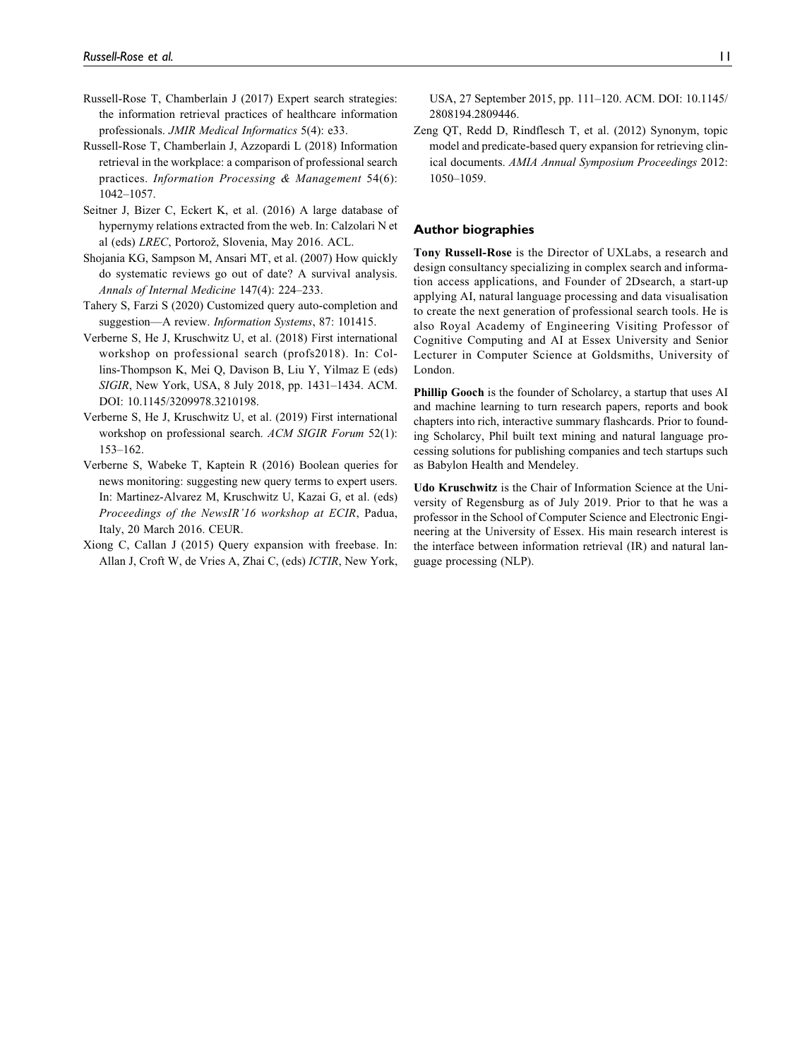Russell-Rose T, Chamberlain J (2017) Expert search strategies: the information retrieval practices of healthcare information professionals. *JMIR Medical Informatics* 5(4): e33.

Russell-Rose T, Chamberlain J, Azzopardi L (2018) Information retrieval in the workplace: a comparison of professional search practices. *Information Processing & Management* 54(6): 1042–1057.

Seitner J, Bizer C, Eckert K, et al. (2016) A large database of hypernymy relations extracted from the web. In: Calzolari N et al (eds) *LREC*, Portorož, Slovenia, May 2016. ACL.

Shojania KG, Sampson M, Ansari MT, et al. (2007) How quickly do systematic reviews go out of date? A survival analysis. *Annals of Internal Medicine* 147(4): 224–233.

Tahery S, Farzi S (2020) Customized query auto-completion and suggestion—A review. *Information Systems*, 87: 101415.

Verberne S, He J, Kruschwitz U, et al. (2018) First international workshop on professional search (profs2018). In: Collins-Thompson K, Mei Q, Davison B, Liu Y, Yilmaz E (eds) *SIGIR*, New York, USA, 8 July 2018, pp. 1431–1434. ACM. DOI: 10.1145/3209978.3210198.

Verberne S, He J, Kruschwitz U, et al. (2019) First international workshop on professional search. *ACM SIGIR Forum* 52(1): 153–162.

Verberne S, Wabeke T, Kaptein R (2016) Boolean queries for news monitoring: suggesting new query terms to expert users. In: Martinez-Alvarez M, Kruschwitz U, Kazai G, et al. (eds) *Proceedings of the NewsIR'16 workshop at ECIR*, Padua, Italy, 20 March 2016. CEUR.

Xiong C, Callan J (2015) Query expansion with freebase. In: Allan J, Croft W, de Vries A, Zhai C, (eds) *ICTIR*, New York, USA, 27 September 2015, pp. 111–120. ACM. DOI: 10.1145/2808194.2809446.

Zeng QT, Redd D, Rindflesch T, et al. (2012) Synonym, topic model and predicate-based query expansion for retrieving clinical documents. *AMIA Annual Symposium Proceedings* 2012: 1050–1059.

## Author biographies

**Tony Russell-Rose** is the Director of UXLabs, a research and design consultancy specializing in complex search and information access applications, and Founder of 2Dsearch, a start-up applying AI, natural language processing and data visualisation to create the next generation of professional search tools. He is also Royal Academy of Engineering Visiting Professor of Cognitive Computing and AI at Essex University and Senior Lecturer in Computer Science at Goldsmiths, University of London.

**Phillip Gooch** is the founder of Scholarcy, a startup that uses AI and machine learning to turn research papers, reports and book chapters into rich, interactive summary flashcards. Prior to founding Scholarcy, Phil built text mining and natural language processing solutions for publishing companies and tech startups such as Babylon Health and Mendeley.

**Udo Kruschwitz** is the Chair of Information Science at the University of Regensburg as of July 2019. Prior to that he was a professor in the School of Computer Science and Electronic Engineering at the University of Essex. His main research interest is the interface between information retrieval (IR) and natural language processing (NLP).